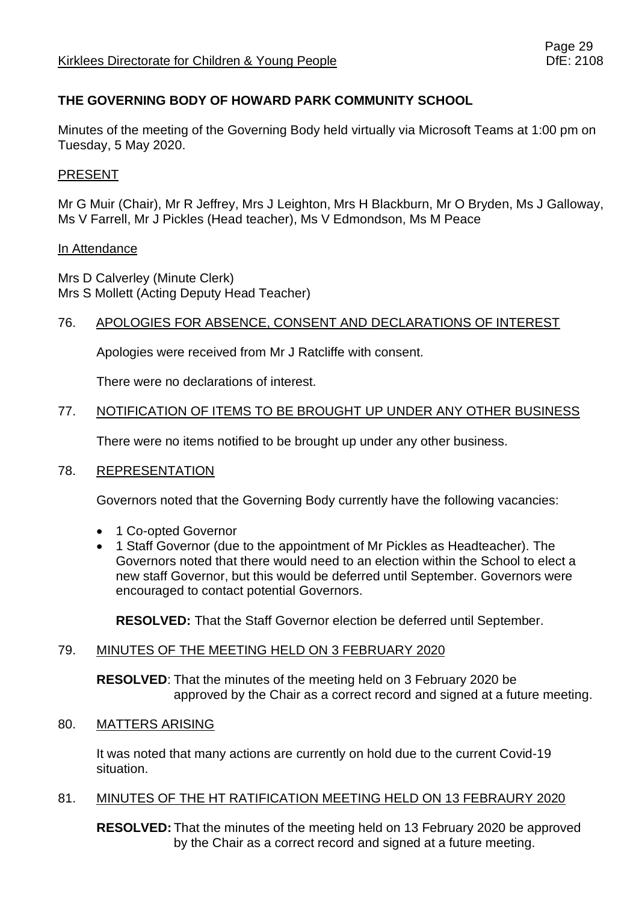# THE GOVERNING BODY OF HOWARD PARK COMMUNITY SCHOOL

Minutes of the meeting of the Governing Body held virtually via Microsoft Teams at 1:00 pm on Tuesday, 5 May 2020.

## PRESENT

Mr G Muir (Chair), Mr R Jeffrey, Mrs J Leighton, Mrs H Blackburn, Mr O Bryden, Ms J Galloway, Ms V Farrell, Mr J Pickles (Head teacher), Ms V Edmondson, Ms M Peace

## In Attendance

Mrs D Calverley (Minute Clerk)
Mrs S Mollett (Acting Deputy Head Teacher)

## 76. APOLOGIES FOR ABSENCE, CONSENT AND DECLARATIONS OF INTEREST

Apologies were received from Mr J Ratcliffe with consent.

There were no declarations of interest.

## 77. NOTIFICATION OF ITEMS TO BE BROUGHT UP UNDER ANY OTHER BUSINESS

There were no items notified to be brought up under any other business.

## 78. REPRESENTATION

Governors noted that the Governing Body currently have the following vacancies:

- 1 Co-opted Governor
- 1 Staff Governor (due to the appointment of Mr Pickles as Headteacher). The Governors noted that there would need to an election within the School to elect a new staff Governor, but this would be deferred until September. Governors were encouraged to contact potential Governors.

**RESOLVED:** That the Staff Governor election be deferred until September.

## 79. MINUTES OF THE MEETING HELD ON 3 FEBRUARY 2020

**RESOLVED**: That the minutes of the meeting held on 3 February 2020 be approved by the Chair as a correct record and signed at a future meeting.

## 80. MATTERS ARISING

It was noted that many actions are currently on hold due to the current Covid-19 situation.

## 81. MINUTES OF THE HT RATIFICATION MEETING HELD ON 13 FEBRAURY 2020

**RESOLVED:** That the minutes of the meeting held on 13 February 2020 be approved by the Chair as a correct record and signed at a future meeting.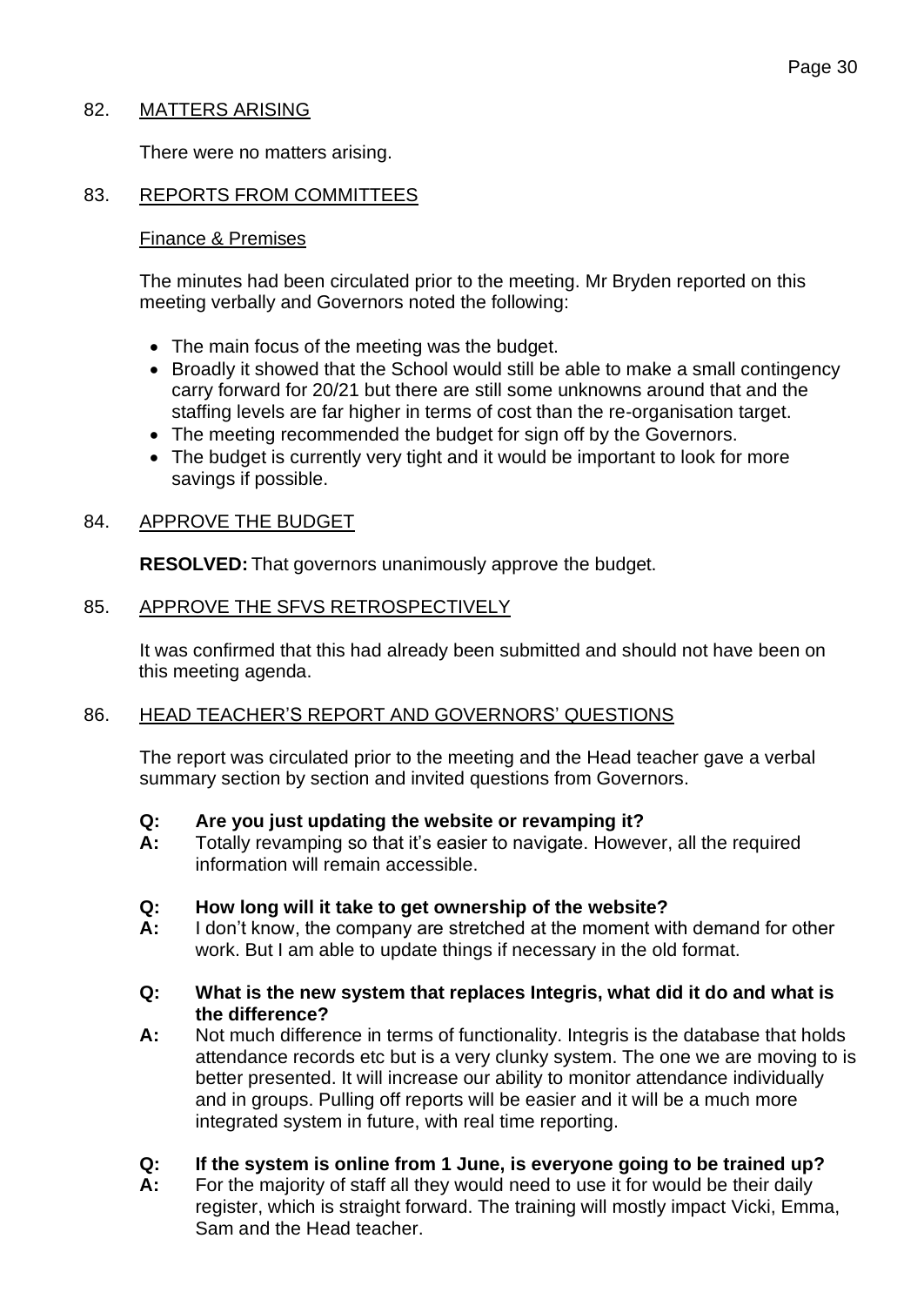## 82. MATTERS ARISING

There were no matters arising.

## 83. REPORTS FROM COMMITTEES

Finance & Premises

The minutes had been circulated prior to the meeting. Mr Bryden reported on this meeting verbally and Governors noted the following:

- The main focus of the meeting was the budget.
- Broadly it showed that the School would still be able to make a small contingency carry forward for 20/21 but there are still some unknowns around that and the staffing levels are far higher in terms of cost than the re-organisation target.
- The meeting recommended the budget for sign off by the Governors.
- The budget is currently very tight and it would be important to look for more savings if possible.

## 84. APPROVE THE BUDGET

**RESOLVED:** That governors unanimously approve the budget.

## 85. APPROVE THE SFVS RETROSPECTIVELY

It was confirmed that this had already been submitted and should not have been on this meeting agenda.

## 86. HEAD TEACHER'S REPORT AND GOVERNORS' QUESTIONS

The report was circulated prior to the meeting and the Head teacher gave a verbal summary section by section and invited questions from Governors.

**Q: Are you just updating the website or revamping it?**
**A:** Totally revamping so that it's easier to navigate. However, all the required information will remain accessible.

**Q: How long will it take to get ownership of the website?**
**A:** I don't know, the company are stretched at the moment with demand for other work. But I am able to update things if necessary in the old format.

**Q: What is the new system that replaces Integris, what did it do and what is the difference?**
**A:** Not much difference in terms of functionality. Integris is the database that holds attendance records etc but is a very clunky system. The one we are moving to is better presented. It will increase our ability to monitor attendance individually and in groups. Pulling off reports will be easier and it will be a much more integrated system in future, with real time reporting.

**Q: If the system is online from 1 June, is everyone going to be trained up?**
**A:** For the majority of staff all they would need to use it for would be their daily register, which is straight forward. The training will mostly impact Vicki, Emma, Sam and the Head teacher.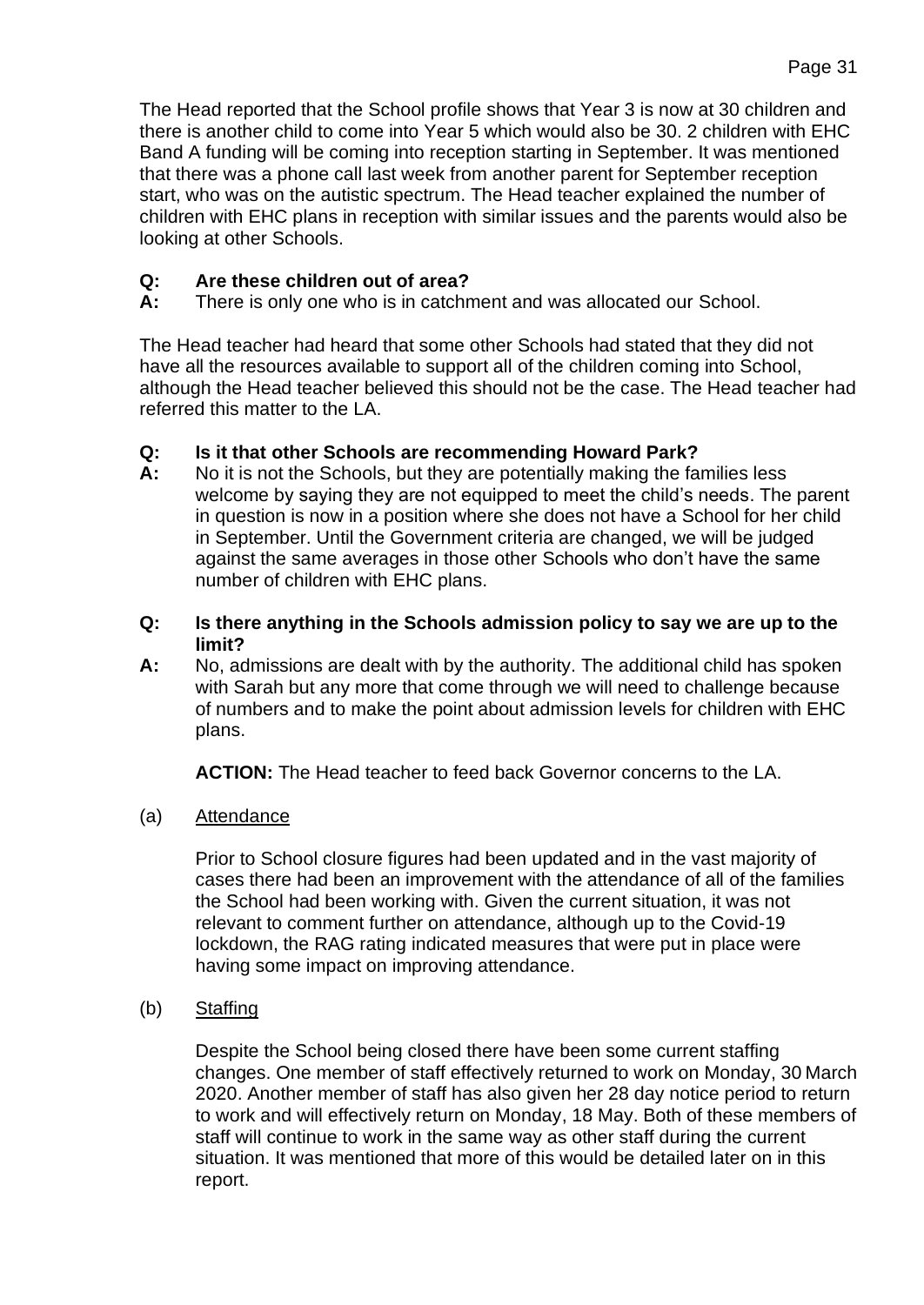The Head reported that the School profile shows that Year 3 is now at 30 children and there is another child to come into Year 5 which would also be 30. 2 children with EHC Band A funding will be coming into reception starting in September. It was mentioned that there was a phone call last week from another parent for September reception start, who was on the autistic spectrum. The Head teacher explained the number of children with EHC plans in reception with similar issues and the parents would also be looking at other Schools.

**Q: Are these children out of area?**
**A:** There is only one who is in catchment and was allocated our School.

The Head teacher had heard that some other Schools had stated that they did not have all the resources available to support all of the children coming into School, although the Head teacher believed this should not be the case. The Head teacher had referred this matter to the LA.

**Q: Is it that other Schools are recommending Howard Park?**
**A:** No it is not the Schools, but they are potentially making the families less welcome by saying they are not equipped to meet the child's needs. The parent in question is now in a position where she does not have a School for her child in September. Until the Government criteria are changed, we will be judged against the same averages in those other Schools who don't have the same number of children with EHC plans.

**Q: Is there anything in the Schools admission policy to say we are up to the limit?**
**A:** No, admissions are dealt with by the authority. The additional child has spoken with Sarah but any more that come through we will need to challenge because of numbers and to make the point about admission levels for children with EHC plans.

**ACTION:** The Head teacher to feed back Governor concerns to the LA.

(a) Attendance

Prior to School closure figures had been updated and in the vast majority of cases there had been an improvement with the attendance of all of the families the School had been working with. Given the current situation, it was not relevant to comment further on attendance, although up to the Covid-19 lockdown, the RAG rating indicated measures that were put in place were having some impact on improving attendance.

(b) Staffing

Despite the School being closed there have been some current staffing changes. One member of staff effectively returned to work on Monday, 30 March 2020. Another member of staff has also given her 28 day notice period to return to work and will effectively return on Monday, 18 May. Both of these members of staff will continue to work in the same way as other staff during the current situation. It was mentioned that more of this would be detailed later on in this report.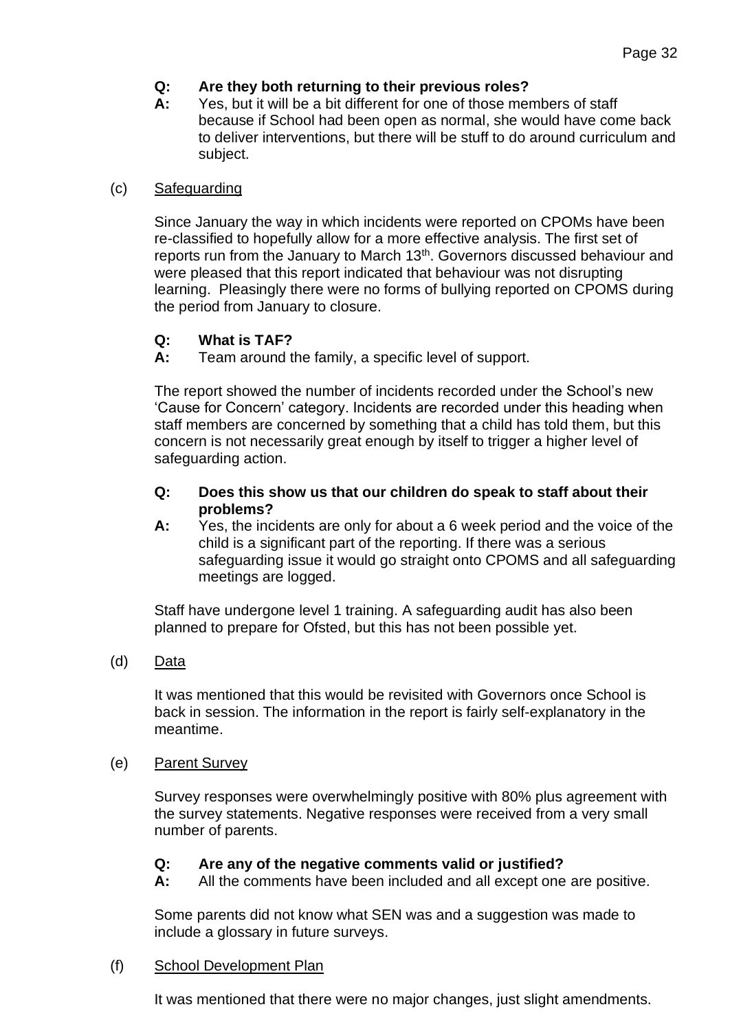**Q: Are they both returning to their previous roles?**

**A:** Yes, but it will be a bit different for one of those members of staff because if School had been open as normal, she would have come back to deliver interventions, but there will be stuff to do around curriculum and subject.

(c) Safeguarding

Since January the way in which incidents were reported on CPOMs have been re-classified to hopefully allow for a more effective analysis. The first set of reports run from the January to March 13th. Governors discussed behaviour and were pleased that this report indicated that behaviour was not disrupting learning. Pleasingly there were no forms of bullying reported on CPOMS during the period from January to closure.

**Q: What is TAF?**

**A:** Team around the family, a specific level of support.

The report showed the number of incidents recorded under the School's new 'Cause for Concern' category. Incidents are recorded under this heading when staff members are concerned by something that a child has told them, but this concern is not necessarily great enough by itself to trigger a higher level of safeguarding action.

**Q: Does this show us that our children do speak to staff about their problems?**

**A:** Yes, the incidents are only for about a 6 week period and the voice of the child is a significant part of the reporting. If there was a serious safeguarding issue it would go straight onto CPOMS and all safeguarding meetings are logged.

Staff have undergone level 1 training. A safeguarding audit has also been planned to prepare for Ofsted, but this has not been possible yet.

(d) Data

It was mentioned that this would be revisited with Governors once School is back in session. The information in the report is fairly self-explanatory in the meantime.

(e) Parent Survey

Survey responses were overwhelmingly positive with 80% plus agreement with the survey statements. Negative responses were received from a very small number of parents.

**Q: Are any of the negative comments valid or justified?**

**A:** All the comments have been included and all except one are positive.

Some parents did not know what SEN was and a suggestion was made to include a glossary in future surveys.

(f) School Development Plan

It was mentioned that there were no major changes, just slight amendments.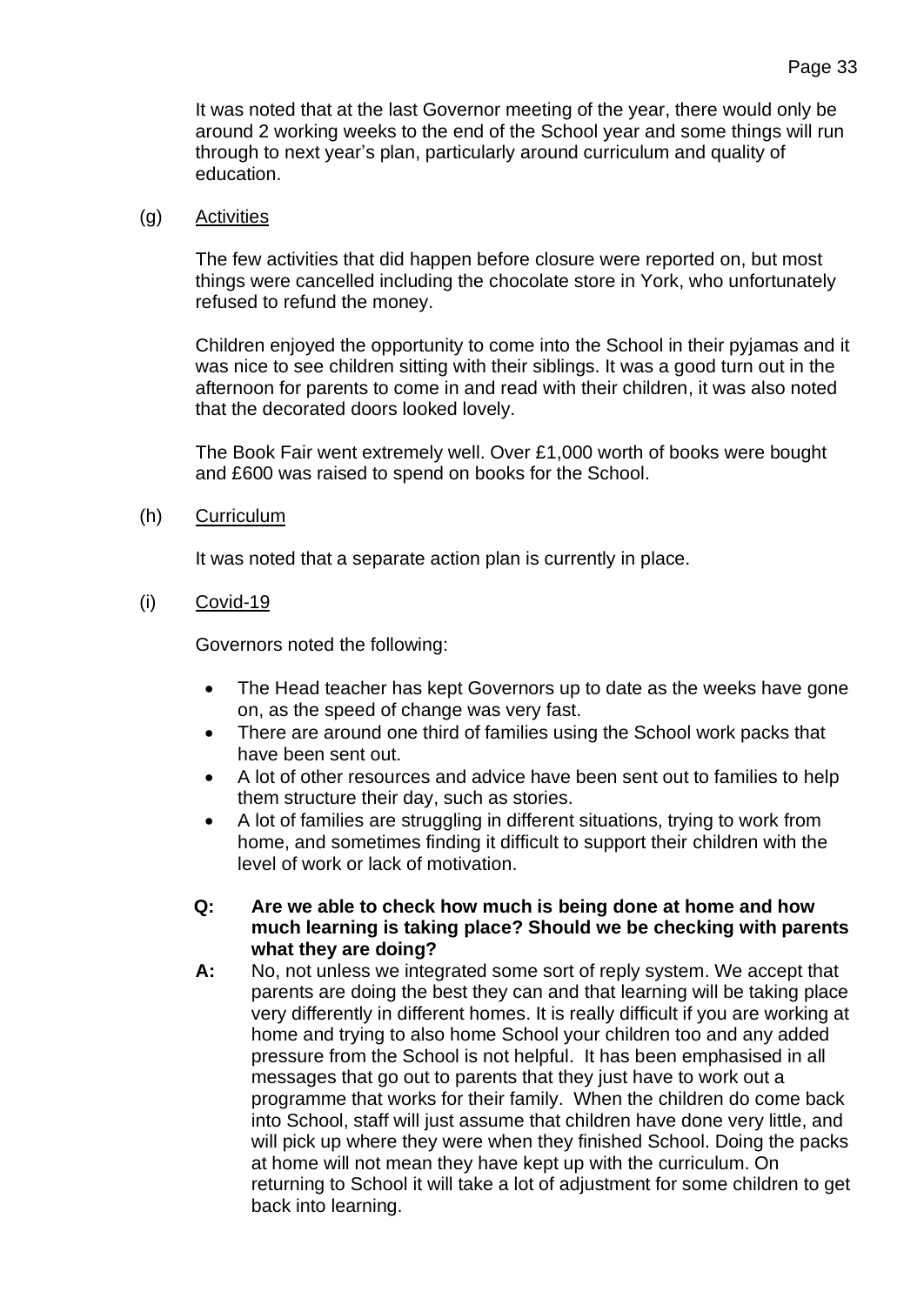It was noted that at the last Governor meeting of the year, there would only be around 2 working weeks to the end of the School year and some things will run through to next year's plan, particularly around curriculum and quality of education.

(g) Activities

The few activities that did happen before closure were reported on, but most things were cancelled including the chocolate store in York, who unfortunately refused to refund the money.

Children enjoyed the opportunity to come into the School in their pyjamas and it was nice to see children sitting with their siblings. It was a good turn out in the afternoon for parents to come in and read with their children, it was also noted that the decorated doors looked lovely.

The Book Fair went extremely well. Over £1,000 worth of books were bought and £600 was raised to spend on books for the School.

(h) Curriculum

It was noted that a separate action plan is currently in place.

(i) Covid-19

Governors noted the following:

- The Head teacher has kept Governors up to date as the weeks have gone on, as the speed of change was very fast.
- There are around one third of families using the School work packs that have been sent out.
- A lot of other resources and advice have been sent out to families to help them structure their day, such as stories.
- A lot of families are struggling in different situations, trying to work from home, and sometimes finding it difficult to support their children with the level of work or lack of motivation.

**Q: Are we able to check how much is being done at home and how much learning is taking place? Should we be checking with parents what they are doing?**

**A:** No, not unless we integrated some sort of reply system. We accept that parents are doing the best they can and that learning will be taking place very differently in different homes. It is really difficult if you are working at home and trying to also home School your children too and any added pressure from the School is not helpful. It has been emphasised in all messages that go out to parents that they just have to work out a programme that works for their family. When the children do come back into School, staff will just assume that children have done very little, and will pick up where they were when they finished School. Doing the packs at home will not mean they have kept up with the curriculum. On returning to School it will take a lot of adjustment for some children to get back into learning.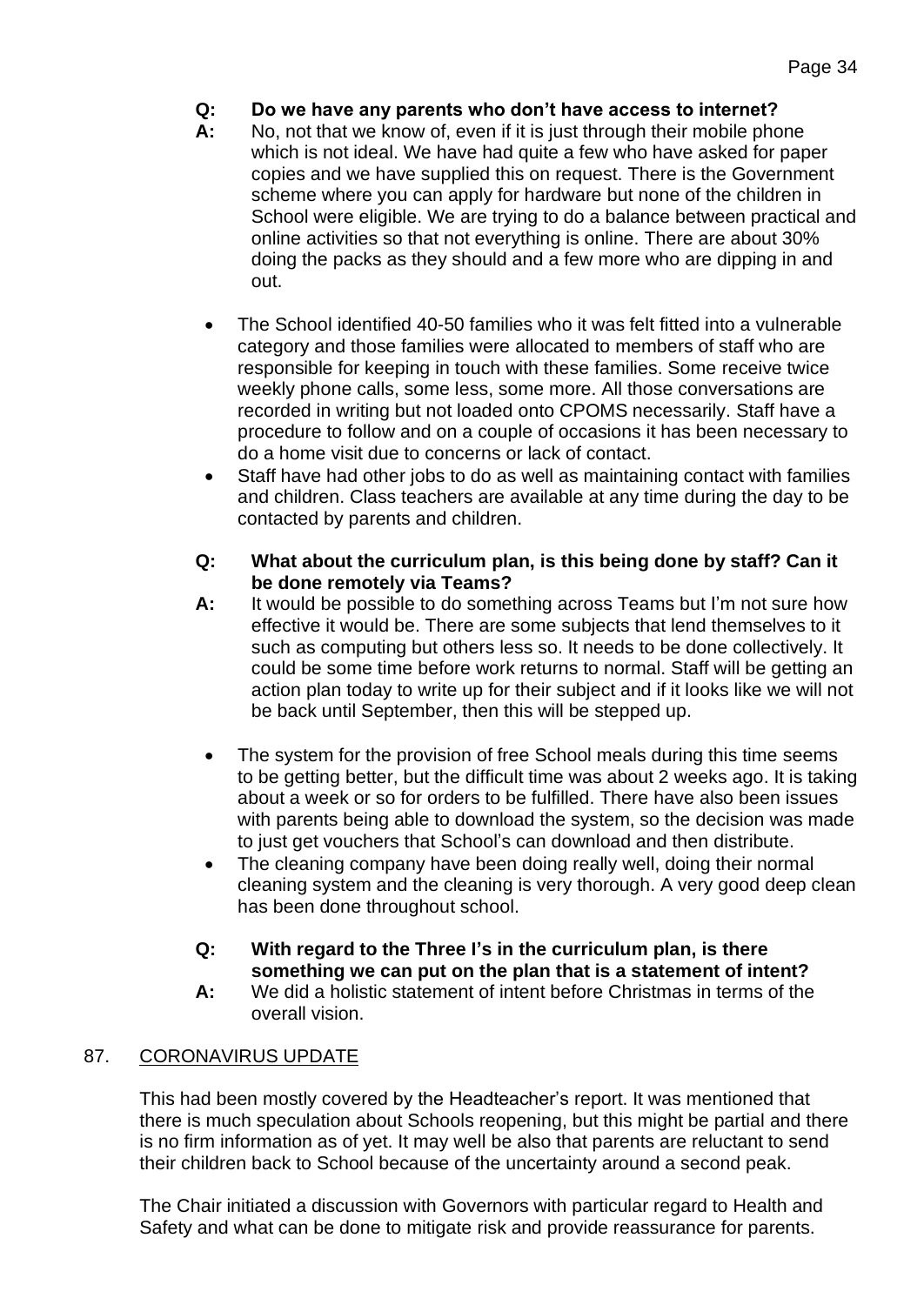**Q: Do we have any parents who don't have access to internet?**

**A:** No, not that we know of, even if it is just through their mobile phone which is not ideal. We have had quite a few who have asked for paper copies and we have supplied this on request. There is the Government scheme where you can apply for hardware but none of the children in School were eligible. We are trying to do a balance between practical and online activities so that not everything is online. There are about 30% doing the packs as they should and a few more who are dipping in and out.

- The School identified 40-50 families who it was felt fitted into a vulnerable category and those families were allocated to members of staff who are responsible for keeping in touch with these families. Some receive twice weekly phone calls, some less, some more. All those conversations are recorded in writing but not loaded onto CPOMS necessarily. Staff have a procedure to follow and on a couple of occasions it has been necessary to do a home visit due to concerns or lack of contact.
- Staff have had other jobs to do as well as maintaining contact with families and children. Class teachers are available at any time during the day to be contacted by parents and children.

**Q: What about the curriculum plan, is this being done by staff? Can it be done remotely via Teams?**

**A:** It would be possible to do something across Teams but I'm not sure how effective it would be. There are some subjects that lend themselves to it such as computing but others less so. It needs to be done collectively. It could be some time before work returns to normal. Staff will be getting an action plan today to write up for their subject and if it looks like we will not be back until September, then this will be stepped up.

- The system for the provision of free School meals during this time seems to be getting better, but the difficult time was about 2 weeks ago. It is taking about a week or so for orders to be fulfilled. There have also been issues with parents being able to download the system, so the decision was made to just get vouchers that School's can download and then distribute.
- The cleaning company have been doing really well, doing their normal cleaning system and the cleaning is very thorough. A very good deep clean has been done throughout school.

**Q: With regard to the Three I's in the curriculum plan, is there something we can put on the plan that is a statement of intent?**

**A:** We did a holistic statement of intent before Christmas in terms of the overall vision.

## 87. CORONAVIRUS UPDATE

This had been mostly covered by the Headteacher's report. It was mentioned that there is much speculation about Schools reopening, but this might be partial and there is no firm information as of yet. It may well be also that parents are reluctant to send their children back to School because of the uncertainty around a second peak.

The Chair initiated a discussion with Governors with particular regard to Health and Safety and what can be done to mitigate risk and provide reassurance for parents.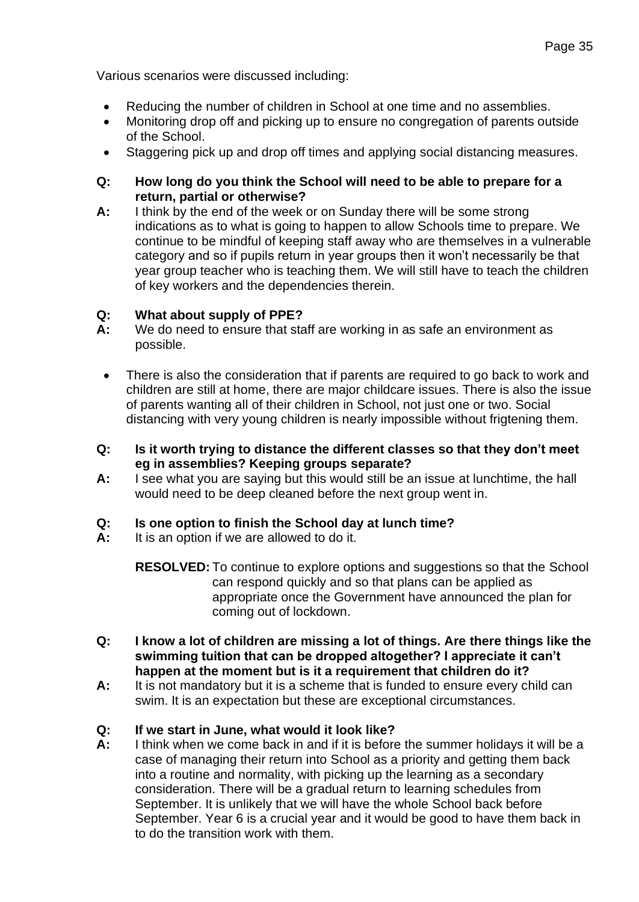Various scenarios were discussed including:

- Reducing the number of children in School at one time and no assemblies.
- Monitoring drop off and picking up to ensure no congregation of parents outside of the School.
- Staggering pick up and drop off times and applying social distancing measures.

**Q: How long do you think the School will need to be able to prepare for a return, partial or otherwise?**

**A:** I think by the end of the week or on Sunday there will be some strong indications as to what is going to happen to allow Schools time to prepare. We continue to be mindful of keeping staff away who are themselves in a vulnerable category and so if pupils return in year groups then it won't necessarily be that year group teacher who is teaching them. We will still have to teach the children of key workers and the dependencies therein.

**Q: What about supply of PPE?**

**A:** We do need to ensure that staff are working in as safe an environment as possible.

- There is also the consideration that if parents are required to go back to work and children are still at home, there are major childcare issues. There is also the issue of parents wanting all of their children in School, not just one or two. Social distancing with very young children is nearly impossible without frigtening them.

**Q: Is it worth trying to distance the different classes so that they don't meet eg in assemblies? Keeping groups separate?**

**A:** I see what you are saying but this would still be an issue at lunchtime, the hall would need to be deep cleaned before the next group went in.

**Q: Is one option to finish the School day at lunch time?**

**A:** It is an option if we are allowed to do it.

> **RESOLVED:** To continue to explore options and suggestions so that the School can respond quickly and so that plans can be applied as appropriate once the Government have announced the plan for coming out of lockdown.

**Q: I know a lot of children are missing a lot of things. Are there things like the swimming tuition that can be dropped altogether? I appreciate it can't happen at the moment but is it a requirement that children do it?**

**A:** It is not mandatory but it is a scheme that is funded to ensure every child can swim. It is an expectation but these are exceptional circumstances.

**Q: If we start in June, what would it look like?**

**A:** I think when we come back in and if it is before the summer holidays it will be a case of managing their return into School as a priority and getting them back into a routine and normality, with picking up the learning as a secondary consideration. There will be a gradual return to learning schedules from September. It is unlikely that we will have the whole School back before September. Year 6 is a crucial year and it would be good to have them back in to do the transition work with them.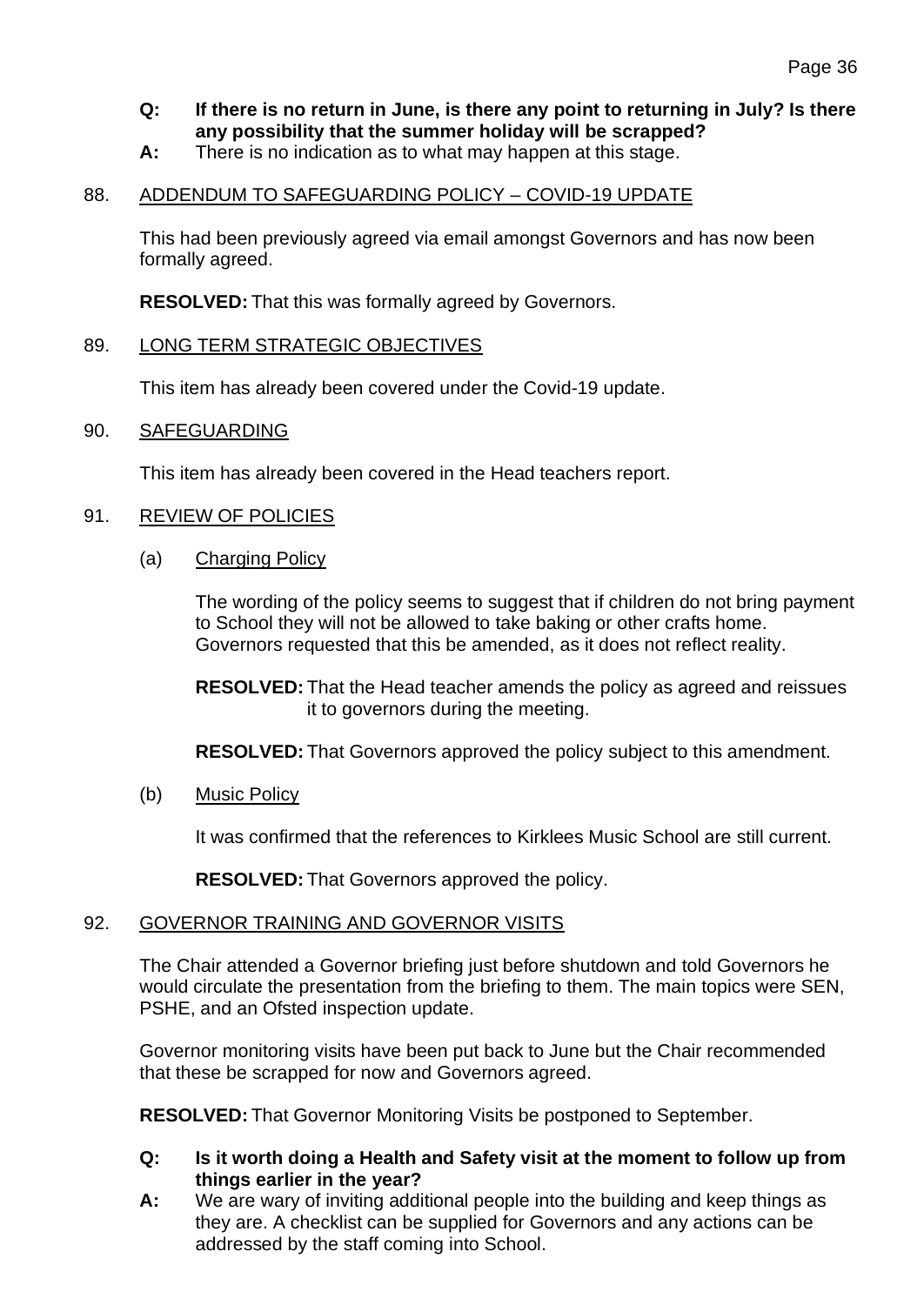**Q: If there is no return in June, is there any point to returning in July? Is there any possibility that the summer holiday will be scrapped?**

**A:** There is no indication as to what may happen at this stage.

88. <u>ADDENDUM TO SAFEGUARDING POLICY – COVID-19 UPDATE</u>

This had been previously agreed via email amongst Governors and has now been formally agreed.

**RESOLVED:** That this was formally agreed by Governors.

89. <u>LONG TERM STRATEGIC OBJECTIVES</u>

This item has already been covered under the Covid-19 update.

90. <u>SAFEGUARDING</u>

This item has already been covered in the Head teachers report.

91. <u>REVIEW OF POLICIES</u>

(a) <u>Charging Policy</u>

The wording of the policy seems to suggest that if children do not bring payment to School they will not be allowed to take baking or other crafts home. Governors requested that this be amended, as it does not reflect reality.

**RESOLVED:** That the Head teacher amends the policy as agreed and reissues it to governors during the meeting.

**RESOLVED:** That Governors approved the policy subject to this amendment.

(b) <u>Music Policy</u>

It was confirmed that the references to Kirklees Music School are still current.

**RESOLVED:** That Governors approved the policy.

92. <u>GOVERNOR TRAINING AND GOVERNOR VISITS</u>

The Chair attended a Governor briefing just before shutdown and told Governors he would circulate the presentation from the briefing to them. The main topics were SEN, PSHE, and an Ofsted inspection update.

Governor monitoring visits have been put back to June but the Chair recommended that these be scrapped for now and Governors agreed.

**RESOLVED:** That Governor Monitoring Visits be postponed to September.

**Q: Is it worth doing a Health and Safety visit at the moment to follow up from things earlier in the year?**

**A:** We are wary of inviting additional people into the building and keep things as they are. A checklist can be supplied for Governors and any actions can be addressed by the staff coming into School.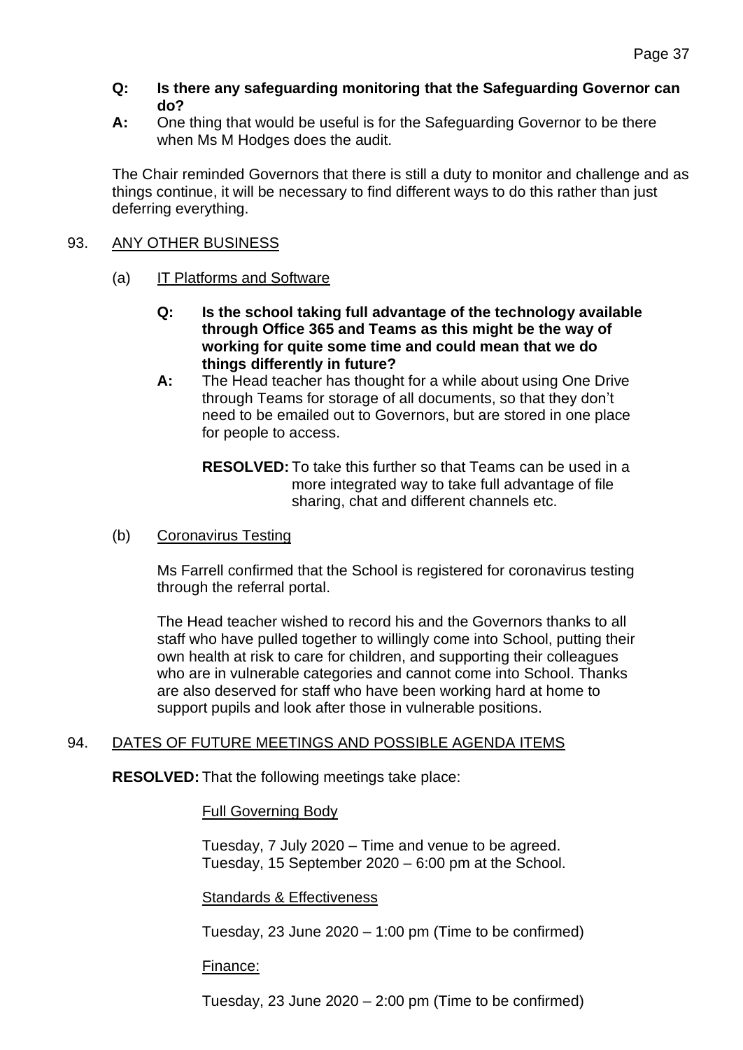**Q: Is there any safeguarding monitoring that the Safeguarding Governor can do?**

**A:** One thing that would be useful is for the Safeguarding Governor to be there when Ms M Hodges does the audit.

The Chair reminded Governors that there is still a duty to monitor and challenge and as things continue, it will be necessary to find different ways to do this rather than just deferring everything.

## 93. ANY OTHER BUSINESS

### (a) IT Platforms and Software

**Q: Is the school taking full advantage of the technology available through Office 365 and Teams as this might be the way of working for quite some time and could mean that we do things differently in future?**

**A:** The Head teacher has thought for a while about using One Drive through Teams for storage of all documents, so that they don't need to be emailed out to Governors, but are stored in one place for people to access.

**RESOLVED:** To take this further so that Teams can be used in a more integrated way to take full advantage of file sharing, chat and different channels etc.

### (b) Coronavirus Testing

Ms Farrell confirmed that the School is registered for coronavirus testing through the referral portal.

The Head teacher wished to record his and the Governors thanks to all staff who have pulled together to willingly come into School, putting their own health at risk to care for children, and supporting their colleagues who are in vulnerable categories and cannot come into School. Thanks are also deserved for staff who have been working hard at home to support pupils and look after those in vulnerable positions.

## 94. DATES OF FUTURE MEETINGS AND POSSIBLE AGENDA ITEMS

**RESOLVED:** That the following meetings take place:

Full Governing Body

Tuesday, 7 July 2020 – Time and venue to be agreed.
Tuesday, 15 September 2020 – 6:00 pm at the School.

Standards & Effectiveness

Tuesday, 23 June 2020 – 1:00 pm (Time to be confirmed)

Finance:

Tuesday, 23 June 2020 – 2:00 pm (Time to be confirmed)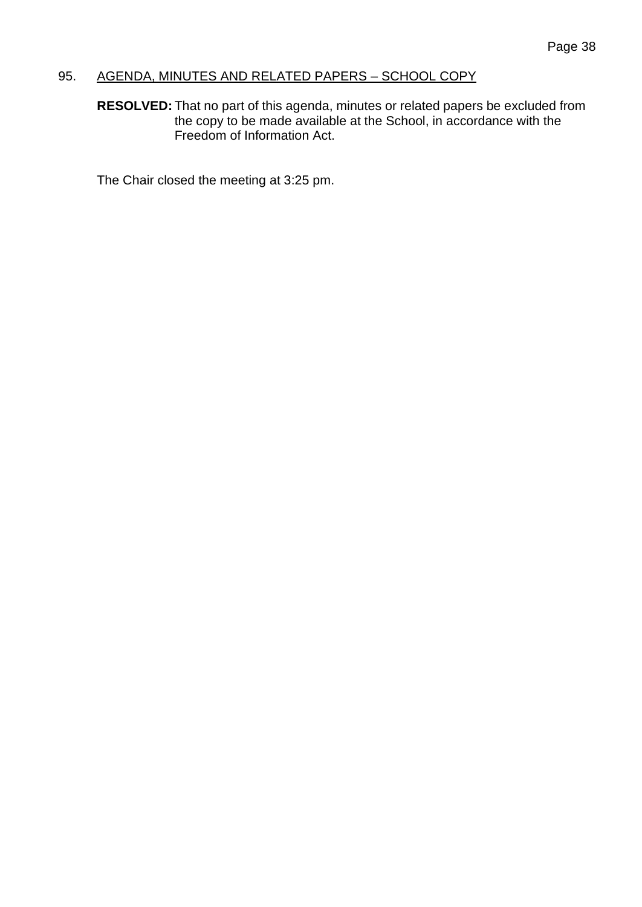95. <u>AGENDA, MINUTES AND RELATED PAPERS – SCHOOL COPY</u>

**RESOLVED:** That no part of this agenda, minutes or related papers be excluded from the copy to be made available at the School, in accordance with the Freedom of Information Act.

The Chair closed the meeting at 3:25 pm.